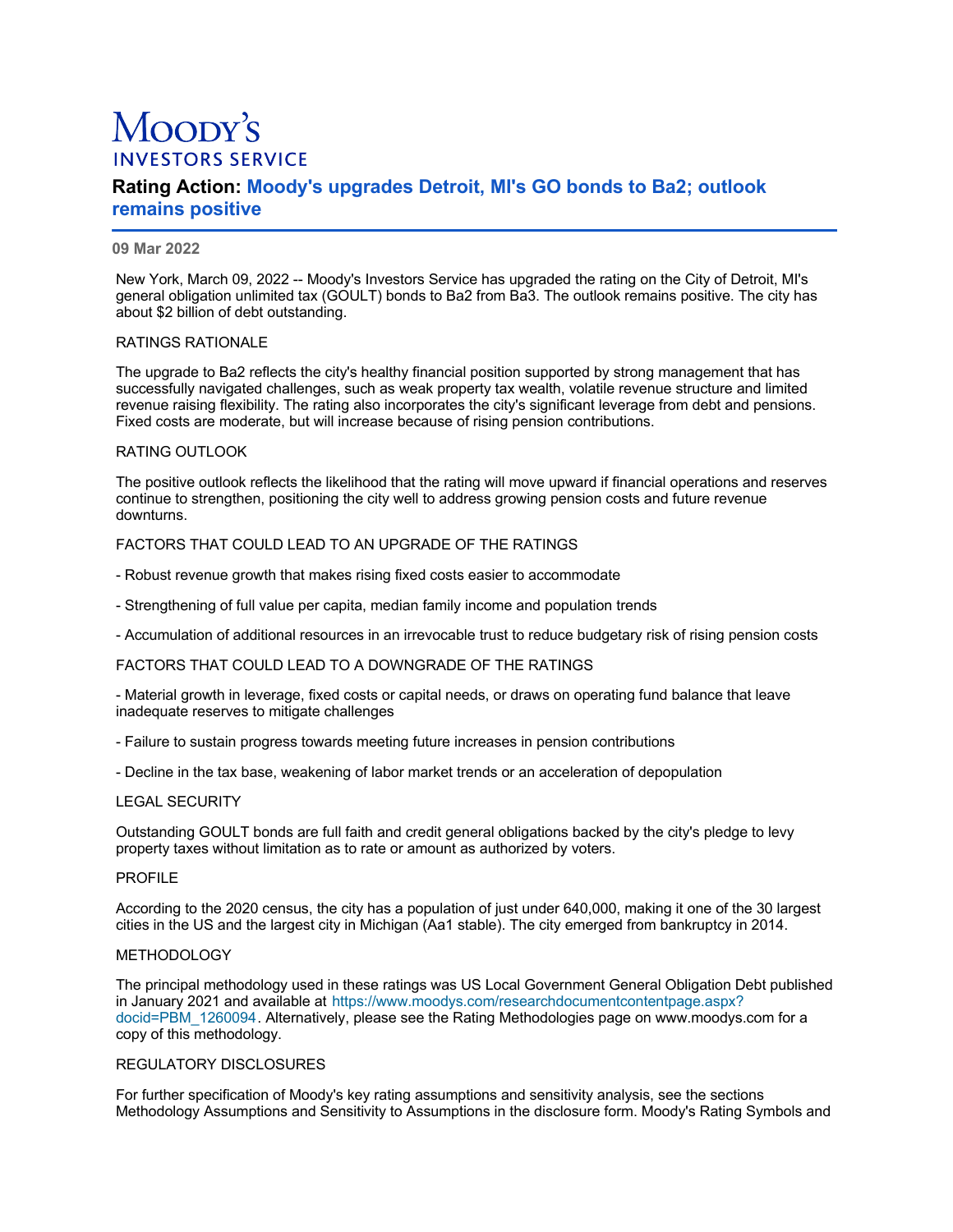# Moody's
## INVESTORS SERVICE

## Rating Action: Moody's upgrades Detroit, MI's GO bonds to Ba2; outlook remains positive

**09 Mar 2022**

New York, March 09, 2022 -- Moody's Investors Service has upgraded the rating on the City of Detroit, MI's general obligation unlimited tax (GOULT) bonds to Ba2 from Ba3. The outlook remains positive. The city has about $2 billion of debt outstanding.

RATINGS RATIONALE

The upgrade to Ba2 reflects the city's healthy financial position supported by strong management that has successfully navigated challenges, such as weak property tax wealth, volatile revenue structure and limited revenue raising flexibility. The rating also incorporates the city's significant leverage from debt and pensions. Fixed costs are moderate, but will increase because of rising pension contributions.

RATING OUTLOOK

The positive outlook reflects the likelihood that the rating will move upward if financial operations and reserves continue to strengthen, positioning the city well to address growing pension costs and future revenue downturns.

FACTORS THAT COULD LEAD TO AN UPGRADE OF THE RATINGS

- Robust revenue growth that makes rising fixed costs easier to accommodate

- Strengthening of full value per capita, median family income and population trends

- Accumulation of additional resources in an irrevocable trust to reduce budgetary risk of rising pension costs

FACTORS THAT COULD LEAD TO A DOWNGRADE OF THE RATINGS

- Material growth in leverage, fixed costs or capital needs, or draws on operating fund balance that leave inadequate reserves to mitigate challenges

- Failure to sustain progress towards meeting future increases in pension contributions

- Decline in the tax base, weakening of labor market trends or an acceleration of depopulation

LEGAL SECURITY

Outstanding GOULT bonds are full faith and credit general obligations backed by the city's pledge to levy property taxes without limitation as to rate or amount as authorized by voters.

PROFILE

According to the 2020 census, the city has a population of just under 640,000, making it one of the 30 largest cities in the US and the largest city in Michigan (Aa1 stable). The city emerged from bankruptcy in 2014.

METHODOLOGY

The principal methodology used in these ratings was US Local Government General Obligation Debt published in January 2021 and available at https://www.moodys.com/researchdocumentcontentpage.aspx?docid=PBM_1260094. Alternatively, please see the Rating Methodologies page on www.moodys.com for a copy of this methodology.

REGULATORY DISCLOSURES

For further specification of Moody's key rating assumptions and sensitivity analysis, see the sections Methodology Assumptions and Sensitivity to Assumptions in the disclosure form. Moody's Rating Symbols and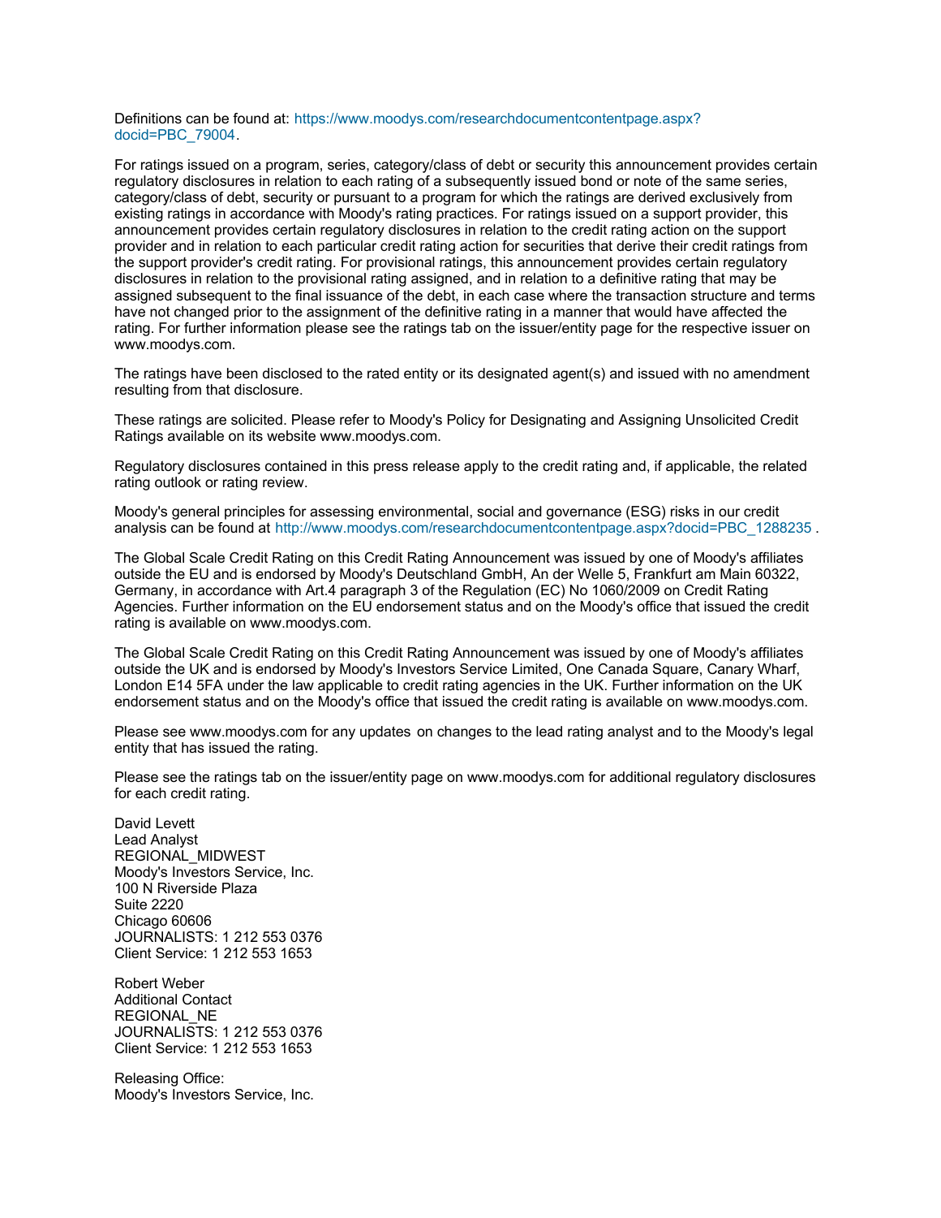Definitions can be found at: https://www.moodys.com/researchdocumentcontentpage.aspx?docid=PBC_79004.

For ratings issued on a program, series, category/class of debt or security this announcement provides certain regulatory disclosures in relation to each rating of a subsequently issued bond or note of the same series, category/class of debt, security or pursuant to a program for which the ratings are derived exclusively from existing ratings in accordance with Moody's rating practices. For ratings issued on a support provider, this announcement provides certain regulatory disclosures in relation to the credit rating action on the support provider and in relation to each particular credit rating action for securities that derive their credit ratings from the support provider's credit rating. For provisional ratings, this announcement provides certain regulatory disclosures in relation to the provisional rating assigned, and in relation to a definitive rating that may be assigned subsequent to the final issuance of the debt, in each case where the transaction structure and terms have not changed prior to the assignment of the definitive rating in a manner that would have affected the rating. For further information please see the ratings tab on the issuer/entity page for the respective issuer on www.moodys.com.

The ratings have been disclosed to the rated entity or its designated agent(s) and issued with no amendment resulting from that disclosure.

These ratings are solicited. Please refer to Moody's Policy for Designating and Assigning Unsolicited Credit Ratings available on its website www.moodys.com.

Regulatory disclosures contained in this press release apply to the credit rating and, if applicable, the related rating outlook or rating review.

Moody's general principles for assessing environmental, social and governance (ESG) risks in our credit analysis can be found at http://www.moodys.com/researchdocumentcontentpage.aspx?docid=PBC_1288235 .

The Global Scale Credit Rating on this Credit Rating Announcement was issued by one of Moody's affiliates outside the EU and is endorsed by Moody's Deutschland GmbH, An der Welle 5, Frankfurt am Main 60322, Germany, in accordance with Art.4 paragraph 3 of the Regulation (EC) No 1060/2009 on Credit Rating Agencies. Further information on the EU endorsement status and on the Moody's office that issued the credit rating is available on www.moodys.com.

The Global Scale Credit Rating on this Credit Rating Announcement was issued by one of Moody's affiliates outside the UK and is endorsed by Moody's Investors Service Limited, One Canada Square, Canary Wharf, London E14 5FA under the law applicable to credit rating agencies in the UK. Further information on the UK endorsement status and on the Moody's office that issued the credit rating is available on www.moodys.com.

Please see www.moodys.com for any updates on changes to the lead rating analyst and to the Moody's legal entity that has issued the rating.

Please see the ratings tab on the issuer/entity page on www.moodys.com for additional regulatory disclosures for each credit rating.

David Levett
Lead Analyst
REGIONAL_MIDWEST
Moody's Investors Service, Inc.
100 N Riverside Plaza
Suite 2220
Chicago 60606
JOURNALISTS: 1 212 553 0376
Client Service: 1 212 553 1653

Robert Weber
Additional Contact
REGIONAL_NE
JOURNALISTS: 1 212 553 0376
Client Service: 1 212 553 1653

Releasing Office:
Moody's Investors Service, Inc.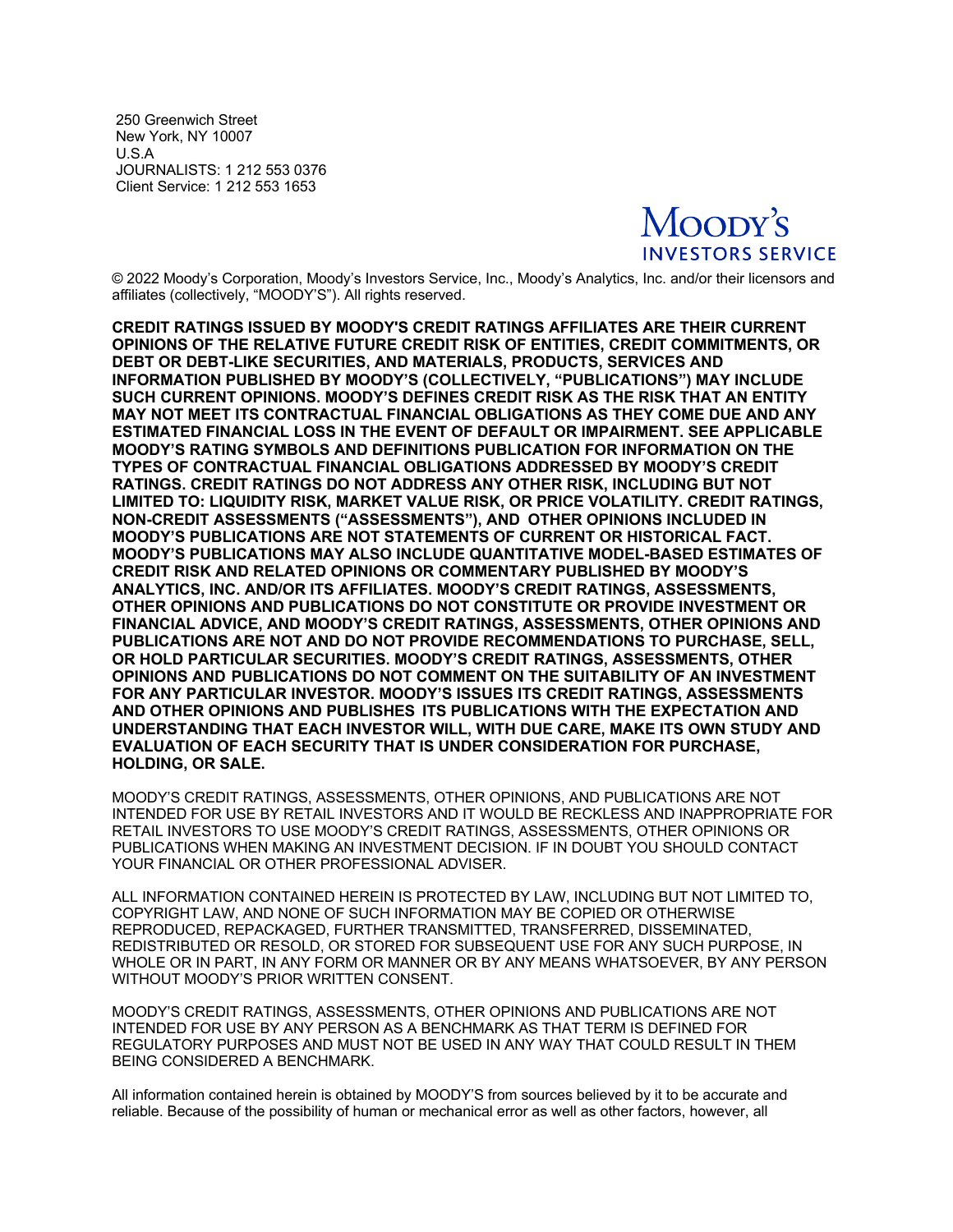250 Greenwich Street
New York, NY 10007
U.S.A
JOURNALISTS: 1 212 553 0376
Client Service: 1 212 553 1653

MOODY'S
INVESTORS SERVICE

© 2022 Moody's Corporation, Moody's Investors Service, Inc., Moody's Analytics, Inc. and/or their licensors and affiliates (collectively, "MOODY'S"). All rights reserved.

**CREDIT RATINGS ISSUED BY MOODY'S CREDIT RATINGS AFFILIATES ARE THEIR CURRENT OPINIONS OF THE RELATIVE FUTURE CREDIT RISK OF ENTITIES, CREDIT COMMITMENTS, OR DEBT OR DEBT-LIKE SECURITIES, AND MATERIALS, PRODUCTS, SERVICES AND INFORMATION PUBLISHED BY MOODY'S (COLLECTIVELY, "PUBLICATIONS") MAY INCLUDE SUCH CURRENT OPINIONS. MOODY'S DEFINES CREDIT RISK AS THE RISK THAT AN ENTITY MAY NOT MEET ITS CONTRACTUAL FINANCIAL OBLIGATIONS AS THEY COME DUE AND ANY ESTIMATED FINANCIAL LOSS IN THE EVENT OF DEFAULT OR IMPAIRMENT. SEE APPLICABLE MOODY'S RATING SYMBOLS AND DEFINITIONS PUBLICATION FOR INFORMATION ON THE TYPES OF CONTRACTUAL FINANCIAL OBLIGATIONS ADDRESSED BY MOODY'S CREDIT RATINGS. CREDIT RATINGS DO NOT ADDRESS ANY OTHER RISK, INCLUDING BUT NOT LIMITED TO: LIQUIDITY RISK, MARKET VALUE RISK, OR PRICE VOLATILITY. CREDIT RATINGS, NON-CREDIT ASSESSMENTS ("ASSESSMENTS"), AND OTHER OPINIONS INCLUDED IN MOODY'S PUBLICATIONS ARE NOT STATEMENTS OF CURRENT OR HISTORICAL FACT. MOODY'S PUBLICATIONS MAY ALSO INCLUDE QUANTITATIVE MODEL-BASED ESTIMATES OF CREDIT RISK AND RELATED OPINIONS OR COMMENTARY PUBLISHED BY MOODY'S ANALYTICS, INC. AND/OR ITS AFFILIATES. MOODY'S CREDIT RATINGS, ASSESSMENTS, OTHER OPINIONS AND PUBLICATIONS DO NOT CONSTITUTE OR PROVIDE INVESTMENT OR FINANCIAL ADVICE, AND MOODY'S CREDIT RATINGS, ASSESSMENTS, OTHER OPINIONS AND PUBLICATIONS ARE NOT AND DO NOT PROVIDE RECOMMENDATIONS TO PURCHASE, SELL, OR HOLD PARTICULAR SECURITIES. MOODY'S CREDIT RATINGS, ASSESSMENTS, OTHER OPINIONS AND PUBLICATIONS DO NOT COMMENT ON THE SUITABILITY OF AN INVESTMENT FOR ANY PARTICULAR INVESTOR. MOODY'S ISSUES ITS CREDIT RATINGS, ASSESSMENTS AND OTHER OPINIONS AND PUBLISHES ITS PUBLICATIONS WITH THE EXPECTATION AND UNDERSTANDING THAT EACH INVESTOR WILL, WITH DUE CARE, MAKE ITS OWN STUDY AND EVALUATION OF EACH SECURITY THAT IS UNDER CONSIDERATION FOR PURCHASE, HOLDING, OR SALE.**

MOODY'S CREDIT RATINGS, ASSESSMENTS, OTHER OPINIONS, AND PUBLICATIONS ARE NOT INTENDED FOR USE BY RETAIL INVESTORS AND IT WOULD BE RECKLESS AND INAPPROPRIATE FOR RETAIL INVESTORS TO USE MOODY'S CREDIT RATINGS, ASSESSMENTS, OTHER OPINIONS OR PUBLICATIONS WHEN MAKING AN INVESTMENT DECISION. IF IN DOUBT YOU SHOULD CONTACT YOUR FINANCIAL OR OTHER PROFESSIONAL ADVISER.

ALL INFORMATION CONTAINED HEREIN IS PROTECTED BY LAW, INCLUDING BUT NOT LIMITED TO, COPYRIGHT LAW, AND NONE OF SUCH INFORMATION MAY BE COPIED OR OTHERWISE REPRODUCED, REPACKAGED, FURTHER TRANSMITTED, TRANSFERRED, DISSEMINATED, REDISTRIBUTED OR RESOLD, OR STORED FOR SUBSEQUENT USE FOR ANY SUCH PURPOSE, IN WHOLE OR IN PART, IN ANY FORM OR MANNER OR BY ANY MEANS WHATSOEVER, BY ANY PERSON WITHOUT MOODY'S PRIOR WRITTEN CONSENT.

MOODY'S CREDIT RATINGS, ASSESSMENTS, OTHER OPINIONS AND PUBLICATIONS ARE NOT INTENDED FOR USE BY ANY PERSON AS A BENCHMARK AS THAT TERM IS DEFINED FOR REGULATORY PURPOSES AND MUST NOT BE USED IN ANY WAY THAT COULD RESULT IN THEM BEING CONSIDERED A BENCHMARK.

All information contained herein is obtained by MOODY'S from sources believed by it to be accurate and reliable. Because of the possibility of human or mechanical error as well as other factors, however, all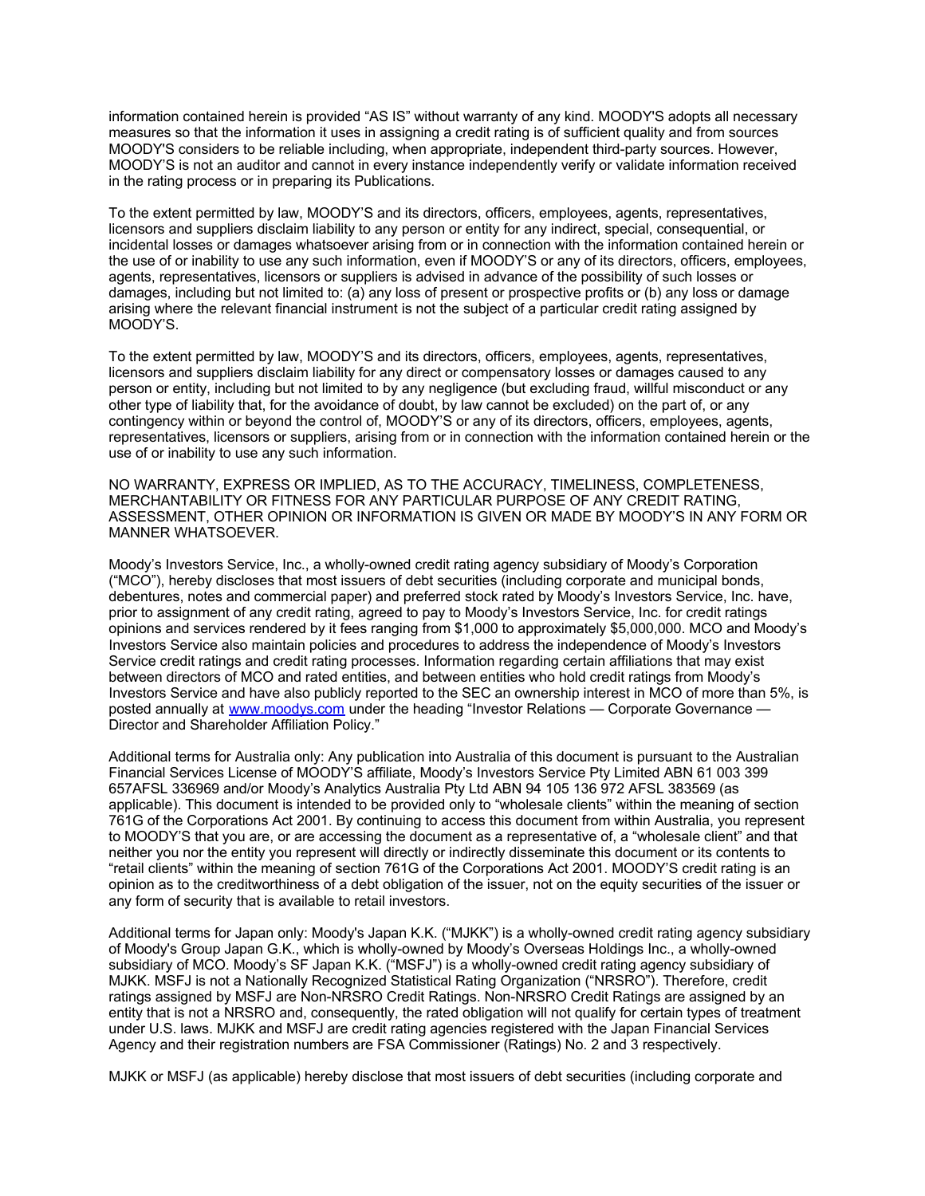information contained herein is provided "AS IS" without warranty of any kind. MOODY'S adopts all necessary measures so that the information it uses in assigning a credit rating is of sufficient quality and from sources MOODY'S considers to be reliable including, when appropriate, independent third-party sources. However, MOODY'S is not an auditor and cannot in every instance independently verify or validate information received in the rating process or in preparing its Publications.

To the extent permitted by law, MOODY'S and its directors, officers, employees, agents, representatives, licensors and suppliers disclaim liability to any person or entity for any indirect, special, consequential, or incidental losses or damages whatsoever arising from or in connection with the information contained herein or the use of or inability to use any such information, even if MOODY'S or any of its directors, officers, employees, agents, representatives, licensors or suppliers is advised in advance of the possibility of such losses or damages, including but not limited to: (a) any loss of present or prospective profits or (b) any loss or damage arising where the relevant financial instrument is not the subject of a particular credit rating assigned by MOODY'S.

To the extent permitted by law, MOODY'S and its directors, officers, employees, agents, representatives, licensors and suppliers disclaim liability for any direct or compensatory losses or damages caused to any person or entity, including but not limited to by any negligence (but excluding fraud, willful misconduct or any other type of liability that, for the avoidance of doubt, by law cannot be excluded) on the part of, or any contingency within or beyond the control of, MOODY'S or any of its directors, officers, employees, agents, representatives, licensors or suppliers, arising from or in connection with the information contained herein or the use of or inability to use any such information.

NO WARRANTY, EXPRESS OR IMPLIED, AS TO THE ACCURACY, TIMELINESS, COMPLETENESS, MERCHANTABILITY OR FITNESS FOR ANY PARTICULAR PURPOSE OF ANY CREDIT RATING, ASSESSMENT, OTHER OPINION OR INFORMATION IS GIVEN OR MADE BY MOODY'S IN ANY FORM OR MANNER WHATSOEVER.

Moody's Investors Service, Inc., a wholly-owned credit rating agency subsidiary of Moody's Corporation ("MCO"), hereby discloses that most issuers of debt securities (including corporate and municipal bonds, debentures, notes and commercial paper) and preferred stock rated by Moody's Investors Service, Inc. have, prior to assignment of any credit rating, agreed to pay to Moody's Investors Service, Inc. for credit ratings opinions and services rendered by it fees ranging from $1,000 to approximately $5,000,000. MCO and Moody's Investors Service also maintain policies and procedures to address the independence of Moody's Investors Service credit ratings and credit rating processes. Information regarding certain affiliations that may exist between directors of MCO and rated entities, and between entities who hold credit ratings from Moody's Investors Service and have also publicly reported to the SEC an ownership interest in MCO of more than 5%, is posted annually at www.moodys.com under the heading "Investor Relations — Corporate Governance — Director and Shareholder Affiliation Policy."

Additional terms for Australia only: Any publication into Australia of this document is pursuant to the Australian Financial Services License of MOODY'S affiliate, Moody's Investors Service Pty Limited ABN 61 003 399 657AFSL 336969 and/or Moody's Analytics Australia Pty Ltd ABN 94 105 136 972 AFSL 383569 (as applicable). This document is intended to be provided only to "wholesale clients" within the meaning of section 761G of the Corporations Act 2001. By continuing to access this document from within Australia, you represent to MOODY'S that you are, or are accessing the document as a representative of, a "wholesale client" and that neither you nor the entity you represent will directly or indirectly disseminate this document or its contents to "retail clients" within the meaning of section 761G of the Corporations Act 2001. MOODY'S credit rating is an opinion as to the creditworthiness of a debt obligation of the issuer, not on the equity securities of the issuer or any form of security that is available to retail investors.

Additional terms for Japan only: Moody's Japan K.K. ("MJKK") is a wholly-owned credit rating agency subsidiary of Moody's Group Japan G.K., which is wholly-owned by Moody's Overseas Holdings Inc., a wholly-owned subsidiary of MCO. Moody's SF Japan K.K. ("MSFJ") is a wholly-owned credit rating agency subsidiary of MJKK. MSFJ is not a Nationally Recognized Statistical Rating Organization ("NRSRO"). Therefore, credit ratings assigned by MSFJ are Non-NRSRO Credit Ratings. Non-NRSRO Credit Ratings are assigned by an entity that is not a NRSRO and, consequently, the rated obligation will not qualify for certain types of treatment under U.S. laws. MJKK and MSFJ are credit rating agencies registered with the Japan Financial Services Agency and their registration numbers are FSA Commissioner (Ratings) No. 2 and 3 respectively.

MJKK or MSFJ (as applicable) hereby disclose that most issuers of debt securities (including corporate and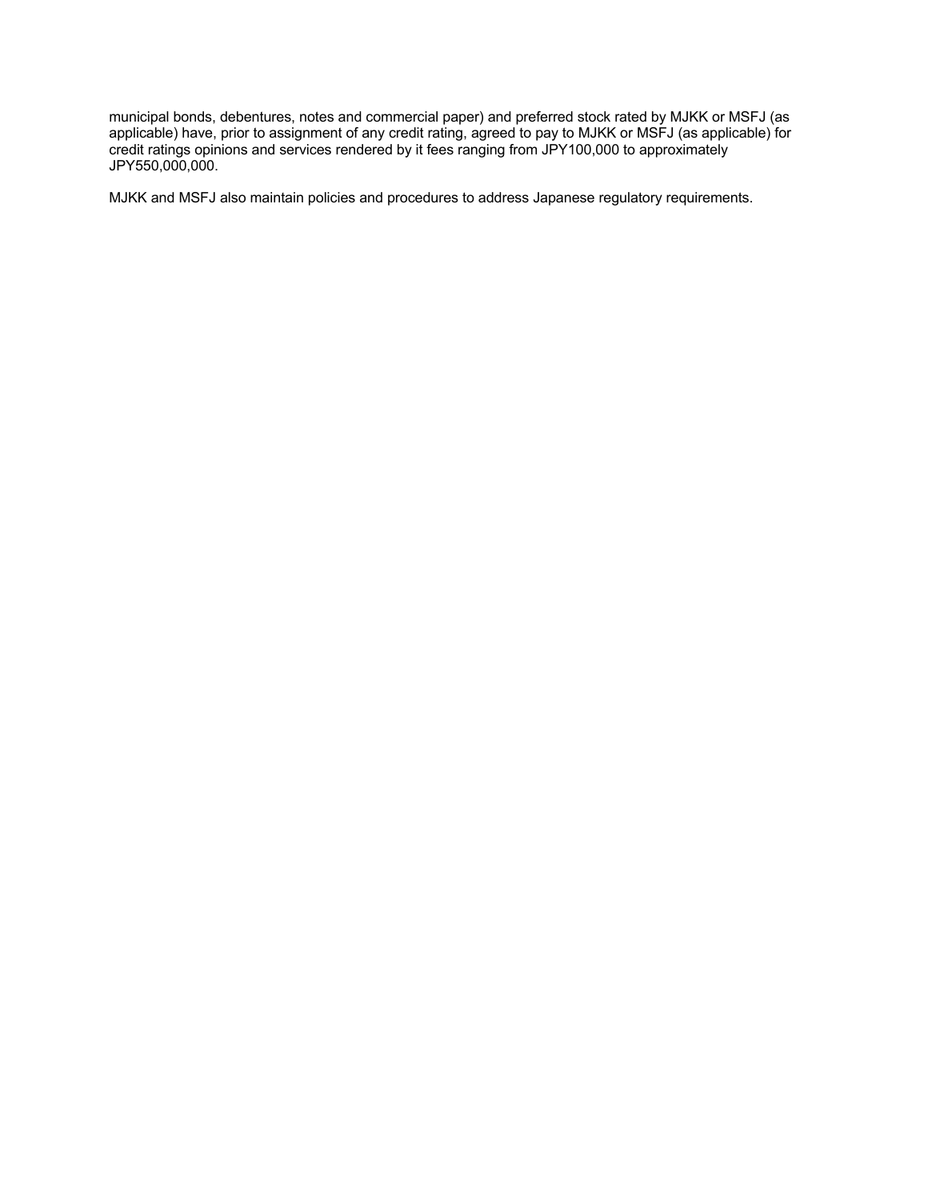municipal bonds, debentures, notes and commercial paper) and preferred stock rated by MJKK or MSFJ (as applicable) have, prior to assignment of any credit rating, agreed to pay to MJKK or MSFJ (as applicable) for credit ratings opinions and services rendered by it fees ranging from JPY100,000 to approximately JPY550,000,000.

MJKK and MSFJ also maintain policies and procedures to address Japanese regulatory requirements.